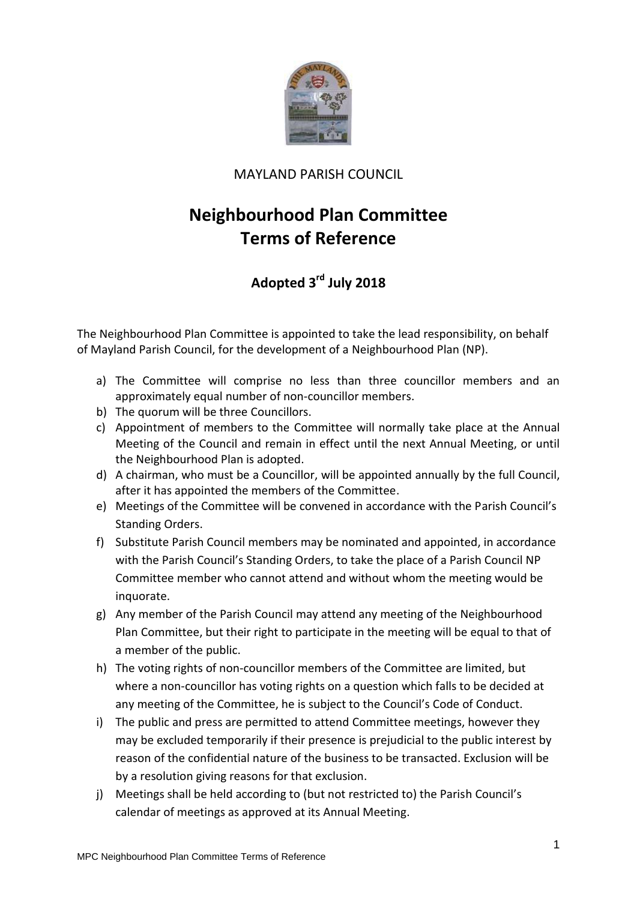MAYLAND PARISH COUNCIL

# Neighbourhood Plan Committee Terms of Reference

## Adopted 3rd July 2018

The Neighbourhood Plan Committee is appointed to take the lead responsibility, on behalf of Mayland Parish Council, for the development of a Neighbourhood Plan (NP).

a) The Committee will comprise no less than three councillor members and an approximately equal number of non-councillor members.
b) The quorum will be three Councillors.
c) Appointment of members to the Committee will normally take place at the Annual Meeting of the Council and remain in effect until the next Annual Meeting, or until the Neighbourhood Plan is adopted.
d) A chairman, who must be a Councillor, will be appointed annually by the full Council, after it has appointed the members of the Committee.
e) Meetings of the Committee will be convened in accordance with the Parish Council's Standing Orders.
f) Substitute Parish Council members may be nominated and appointed, in accordance with the Parish Council's Standing Orders, to take the place of a Parish Council NP Committee member who cannot attend and without whom the meeting would be inquorate.
g) Any member of the Parish Council may attend any meeting of the Neighbourhood Plan Committee, but their right to participate in the meeting will be equal to that of a member of the public.
h) The voting rights of non-councillor members of the Committee are limited, but where a non-councillor has voting rights on a question which falls to be decided at any meeting of the Committee, he is subject to the Council's Code of Conduct.
i) The public and press are permitted to attend Committee meetings, however they may be excluded temporarily if their presence is prejudicial to the public interest by reason of the confidential nature of the business to be transacted. Exclusion will be by a resolution giving reasons for that exclusion.
j) Meetings shall be held according to (but not restricted to) the Parish Council's calendar of meetings as approved at its Annual Meeting.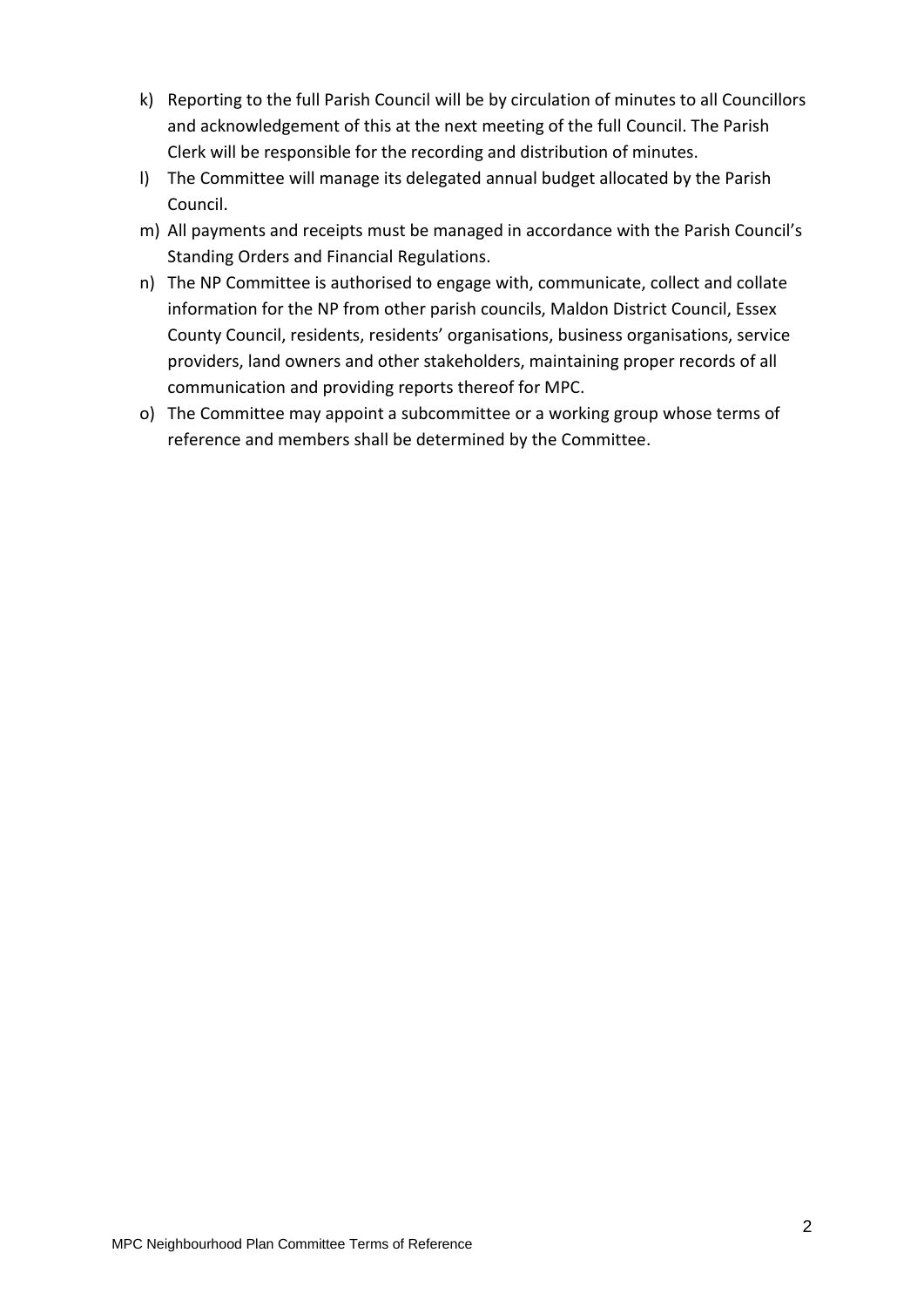k) Reporting to the full Parish Council will be by circulation of minutes to all Councillors and acknowledgement of this at the next meeting of the full Council. The Parish Clerk will be responsible for the recording and distribution of minutes.
l) The Committee will manage its delegated annual budget allocated by the Parish Council.
m) All payments and receipts must be managed in accordance with the Parish Council's Standing Orders and Financial Regulations.
n) The NP Committee is authorised to engage with, communicate, collect and collate information for the NP from other parish councils, Maldon District Council, Essex County Council, residents, residents' organisations, business organisations, service providers, land owners and other stakeholders, maintaining proper records of all communication and providing reports thereof for MPC.
o) The Committee may appoint a subcommittee or a working group whose terms of reference and members shall be determined by the Committee.